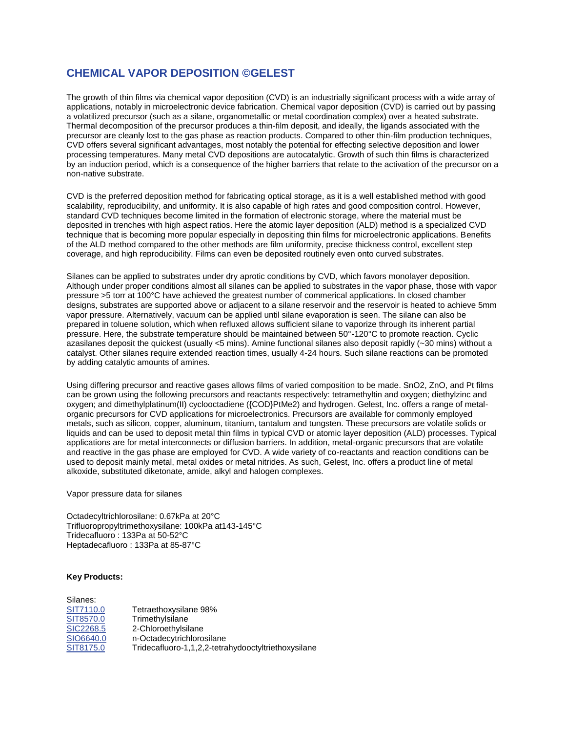# CHEMICAL VAPOR DEPOSITION ©GELEST

The growth of thin films via chemical vapor deposition (CVD) is an industrially significant process with a wide array of applications, notably in microelectronic device fabrication. Chemical vapor deposition (CVD) is carried out by passing a volatilized precursor (such as a silane, organometallic or metal coordination complex) over a heated substrate. Thermal decomposition of the precursor produces a thin-film deposit, and ideally, the ligands associated with the precursor are cleanly lost to the gas phase as reaction products. Compared to other thin-film production techniques, CVD offers several significant advantages, most notably the potential for effecting selective deposition and lower processing temperatures. Many metal CVD depositions are autocatalytic. Growth of such thin films is characterized by an induction period, which is a consequence of the higher barriers that relate to the activation of the precursor on a non-native substrate.

CVD is the preferred deposition method for fabricating optical storage, as it is a well established method with good scalability, reproducibility, and uniformity. It is also capable of high rates and good composition control. However, standard CVD techniques become limited in the formation of electronic storage, where the material must be deposited in trenches with high aspect ratios. Here the atomic layer deposition (ALD) method is a specialized CVD technique that is becoming more popular especially in depositing thin films for microelectronic applications. Benefits of the ALD method compared to the other methods are film uniformity, precise thickness control, excellent step coverage, and high reproducibility. Films can even be deposited routinely even onto curved substrates.

Silanes can be applied to substrates under dry aprotic conditions by CVD, which favors monolayer deposition. Although under proper conditions almost all silanes can be applied to substrates in the vapor phase, those with vapor pressure >5 torr at 100°C have achieved the greatest number of commerical applications. In closed chamber designs, substrates are supported above or adjacent to a silane reservoir and the reservoir is heated to achieve 5mm vapor pressure. Alternatively, vacuum can be applied until silane evaporation is seen. The silane can also be prepared in toluene solution, which when refluxed allows sufficient silane to vaporize through its inherent partial pressure. Here, the substrate temperature should be maintained between 50°-120°C to promote reaction. Cyclic azasilanes deposit the quickest (usually <5 mins). Amine functional silanes also deposit rapidly (~30 mins) without a catalyst. Other silanes require extended reaction times, usually 4-24 hours. Such silane reactions can be promoted by adding catalytic amounts of amines.

Using differing precursor and reactive gases allows films of varied composition to be made. $SnO_2$, ZnO, and Pt films can be grown using the following precursors and reactants respectively: tetramethyltin and oxygen; diethylzinc and oxygen; and dimethylplatinum(II) cyclooctadiene ({COD}$PtMe_2$) and hydrogen. Gelest, Inc. offers a range of metal-organic precursors for CVD applications for microelectronics. Precursors are available for commonly employed metals, such as silicon, copper, aluminum, titanium, tantalum and tungsten. These precursors are volatile solids or liquids and can be used to deposit metal thin films in typical CVD or atomic layer deposition (ALD) processes. Typical applications are for metal interconnects or diffusion barriers. In addition, metal-organic precursors that are volatile and reactive in the gas phase are employed for CVD. A wide variety of co-reactants and reaction conditions can be used to deposit mainly metal, metal oxides or metal nitrides. As such, Gelest, Inc. offers a product line of metal alkoxide, substituted diketonate, amide, alkyl and halogen complexes.

Vapor pressure data for silanes

Octadecyltrichlorosilane: 0.67kPa at 20°C
Trifluoropropyltrimethoxysilane: 100kPa at143-145°C
Tridecafluoro : 133Pa at 50-52°C
Heptadecafluoro : 133Pa at 85-87°C

**Key Products:**

Silanes:

| | |
|---|---|
| SIT7110.0 | Tetraethoxysilane 98% |
| SIT8570.0 | Trimethylsilane |
| SIC2268.5 | 2-Chloroethylsilane |
| SIO6640.0 | n-Octadecytrichlorosilane |
| SIT8175.0 | Tridecafluoro-1,1,2,2-tetrahydooctyltriethoxysilane |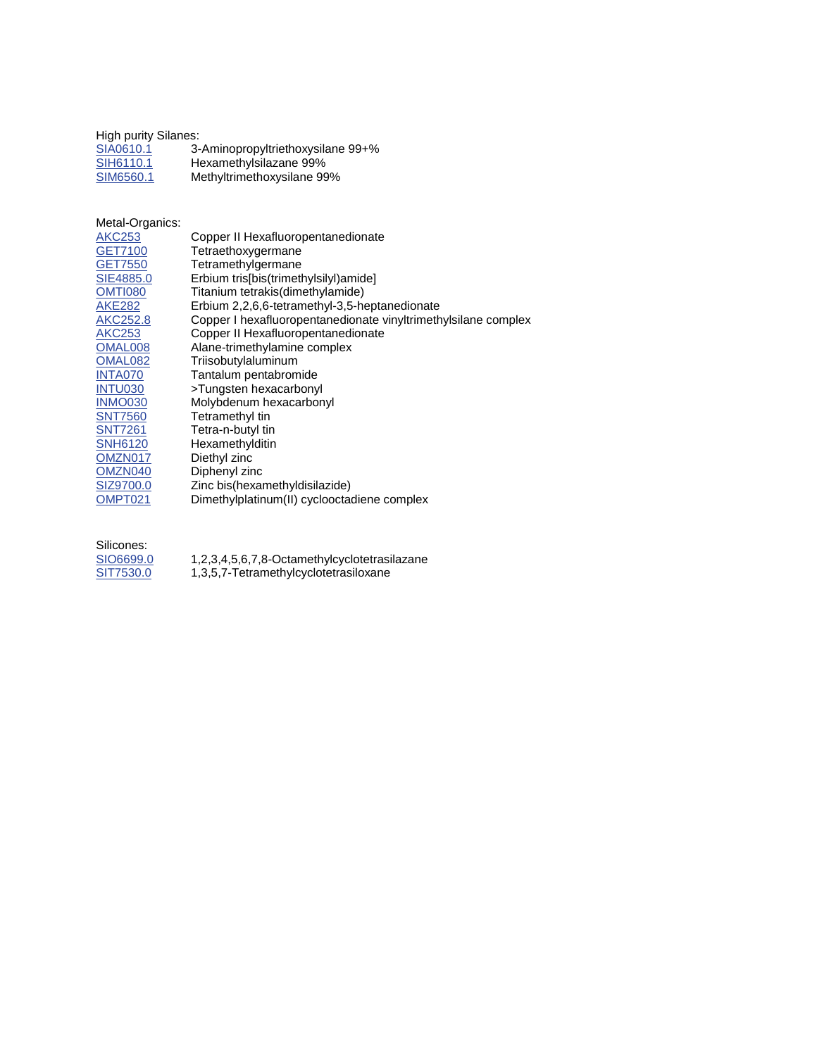High purity Silanes:

| | |
|---|---|
| SIA0610.1 | 3-Aminopropyltriethoxysilane 99+% |
| SIH6110.1 | Hexamethylsilazane 99% |
| SIM6560.1 | Methyltrimethoxysilane 99% |

Metal-Organics:

| | |
|---|---|
| AKC253 | Copper II Hexafluoropentanedionate |
| GET7100 | Tetraethoxygermane |
| GET7550 | Tetramethylgermane |
| SIE4885.0 | Erbium tris[bis(trimethylsilyl)amide] |
| OMTI080 | Titanium tetrakis(dimethylamide) |
| AKE282 | Erbium 2,2,6,6-tetramethyl-3,5-heptanedionate |
| AKC252.8 | Copper I hexafluoropentanedionate vinyltrimethylsilane complex |
| AKC253 | Copper II Hexafluoropentanedionate |
| OMAL008 | Alane-trimethylamine complex |
| OMAL082 | Triisobutylaluminum |
| INTA070 | Tantalum pentabromide |
| INTU030 | >Tungsten hexacarbonyl |
| INMO030 | Molybdenum hexacarbonyl |
| SNT7560 | Tetramethyl tin |
| SNT7261 | Tetra-n-butyl tin |
| SNH6120 | Hexamethylditin |
| OMZN017 | Diethyl zinc |
| OMZN040 | Diphenyl zinc |
| SIZ9700.0 | Zinc bis(hexamethyldisilazide) |
| OMPT021 | Dimethylplatinum(II) cyclooctadiene complex |

Silicones:

| | |
|---|---|
| SIO6699.0 | 1,2,3,4,5,6,7,8-Octamethylcyclotetrasilazane |
| SIT7530.0 | 1,3,5,7-Tetramethylcyclotetrasiloxane |